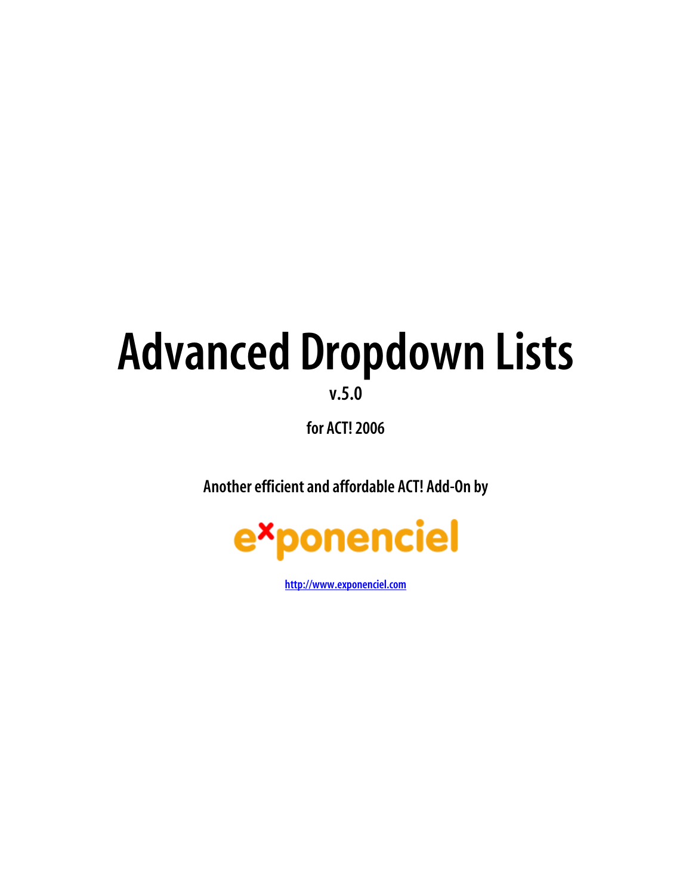# Advanced Dropdown Lists

**v.5.0**

**for ACT! 2006**

**Another efficient and affordable ACT! Add-On by**

**exponenciel**

[http://www.exponenciel.com](http://www.exponenciel.com)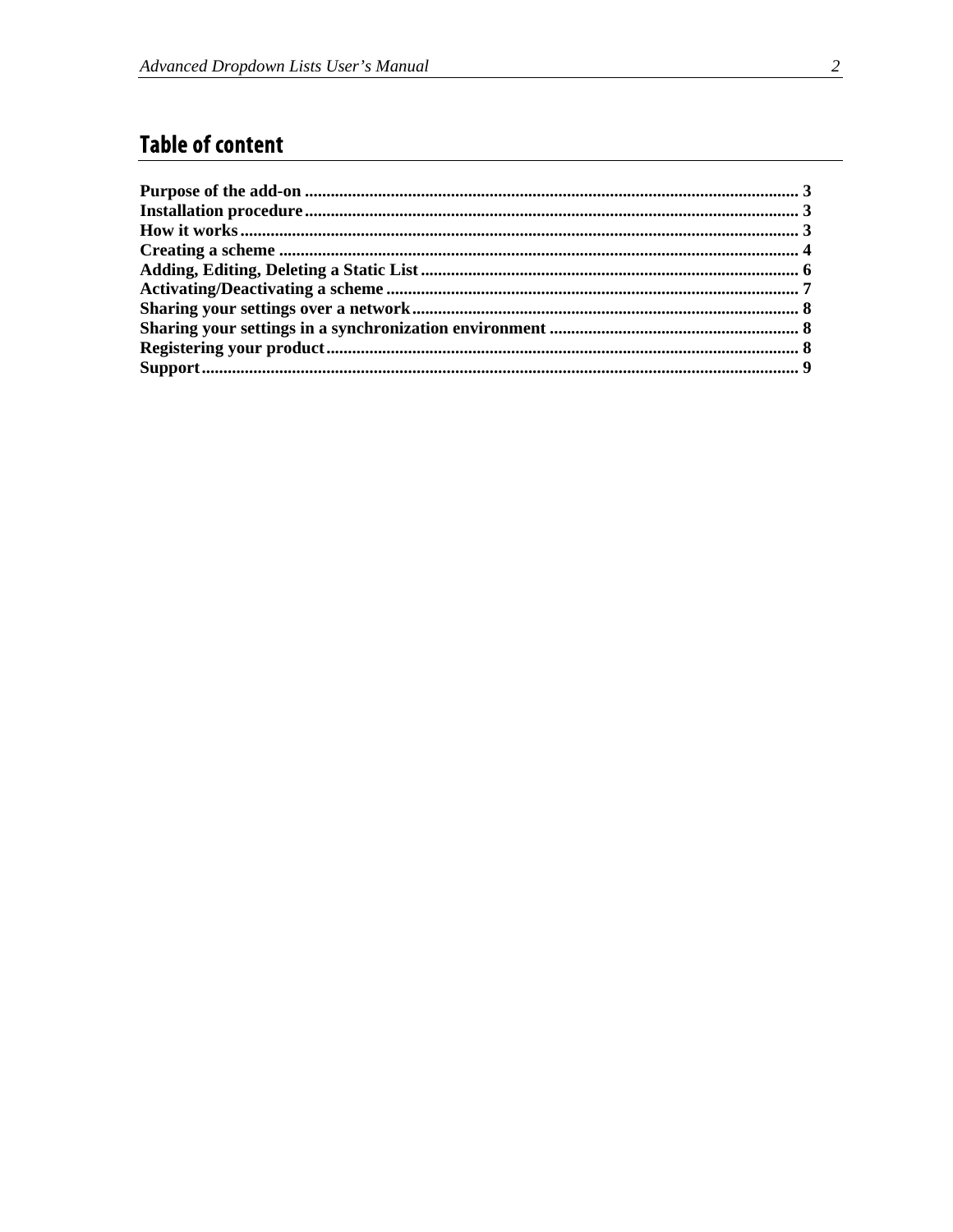# Table of content

**Purpose of the add-on** .................................................................................................................. 3
**Installation procedure** .................................................................................................................. 3
**How it works** ................................................................................................................................ 3
**Creating a scheme** ........................................................................................................................ 4
**Adding, Editing, Deleting a Static List** ....................................................................................... 6
**Activating/Deactivating a scheme** .............................................................................................. 7
**Sharing your settings over a network** ......................................................................................... 8
**Sharing your settings in a synchronization environment** .......................................................... 8
**Registering your product** ............................................................................................................. 8
**Support** ......................................................................................................................................... 9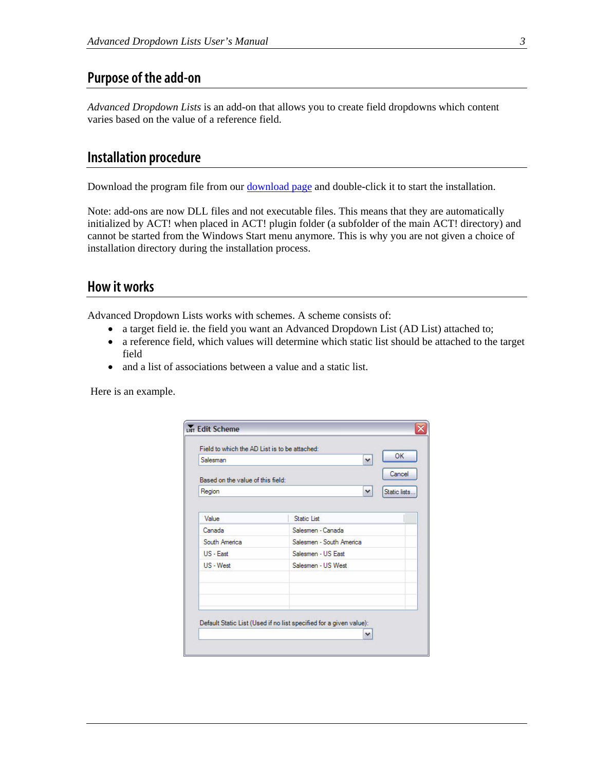## Purpose of the add-on

*Advanced Dropdown Lists* is an add-on that allows you to create field dropdowns which content varies based on the value of a reference field.

## Installation procedure

Download the program file from our [download page]() and double-click it to start the installation.

Note: add-ons are now DLL files and not executable files. This means that they are automatically initialized by ACT! when placed in ACT! plugin folder (a subfolder of the main ACT! directory) and cannot be started from the Windows Start menu anymore. This is why you are not given a choice of installation directory during the installation process.

## How it works

Advanced Dropdown Lists works with schemes. A scheme consists of:

- a target field ie. the field you want an Advanced Dropdown List (AD List) attached to;
- a reference field, which values will determine which static list should be attached to the target field
- and a list of associations between a value and a static list.

Here is an example.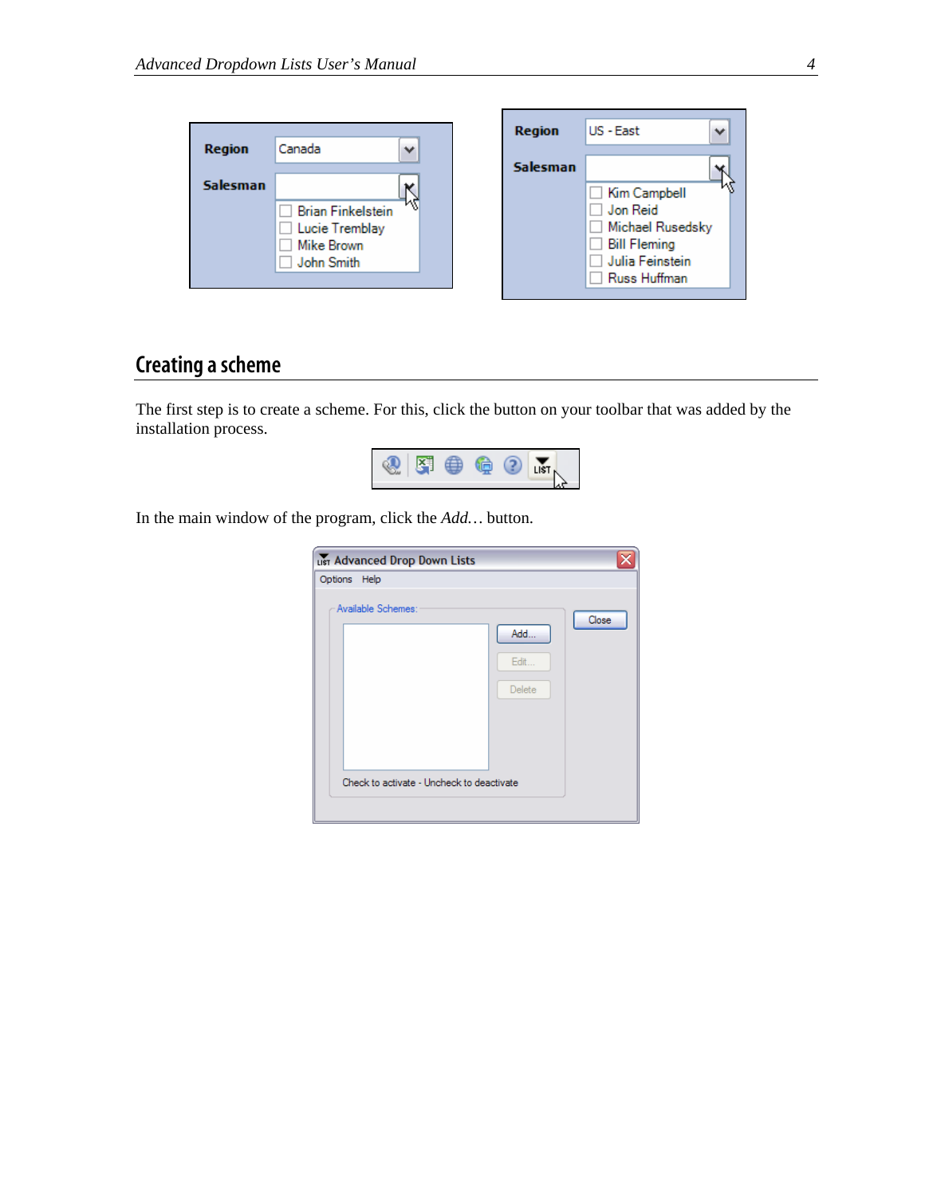## Creating a scheme

The first step is to create a scheme. For this, click the button on your toolbar that was added by the installation process.

In the main window of the program, click the *Add…* button.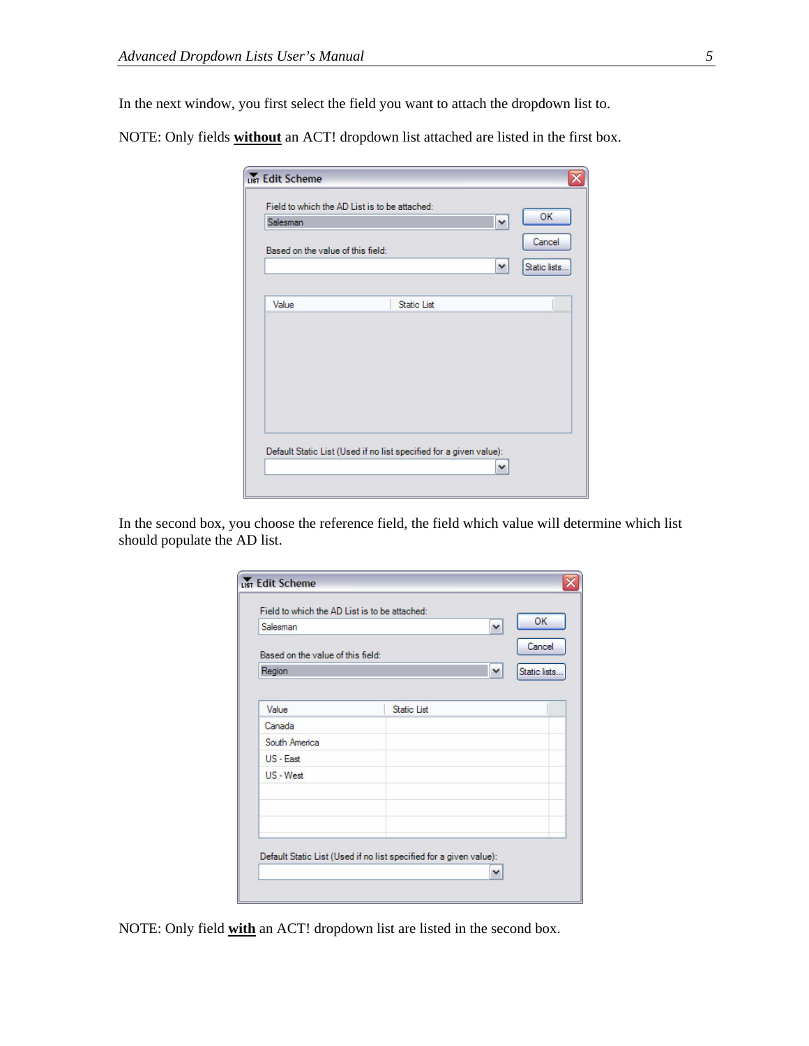In the next window, you first select the field you want to attach the dropdown list to.

NOTE: Only fields **without** an ACT! dropdown list attached are listed in the first box.

In the second box, you choose the reference field, the field which value will determine which list should populate the AD list.

NOTE: Only field **with** an ACT! dropdown list are listed in the second box.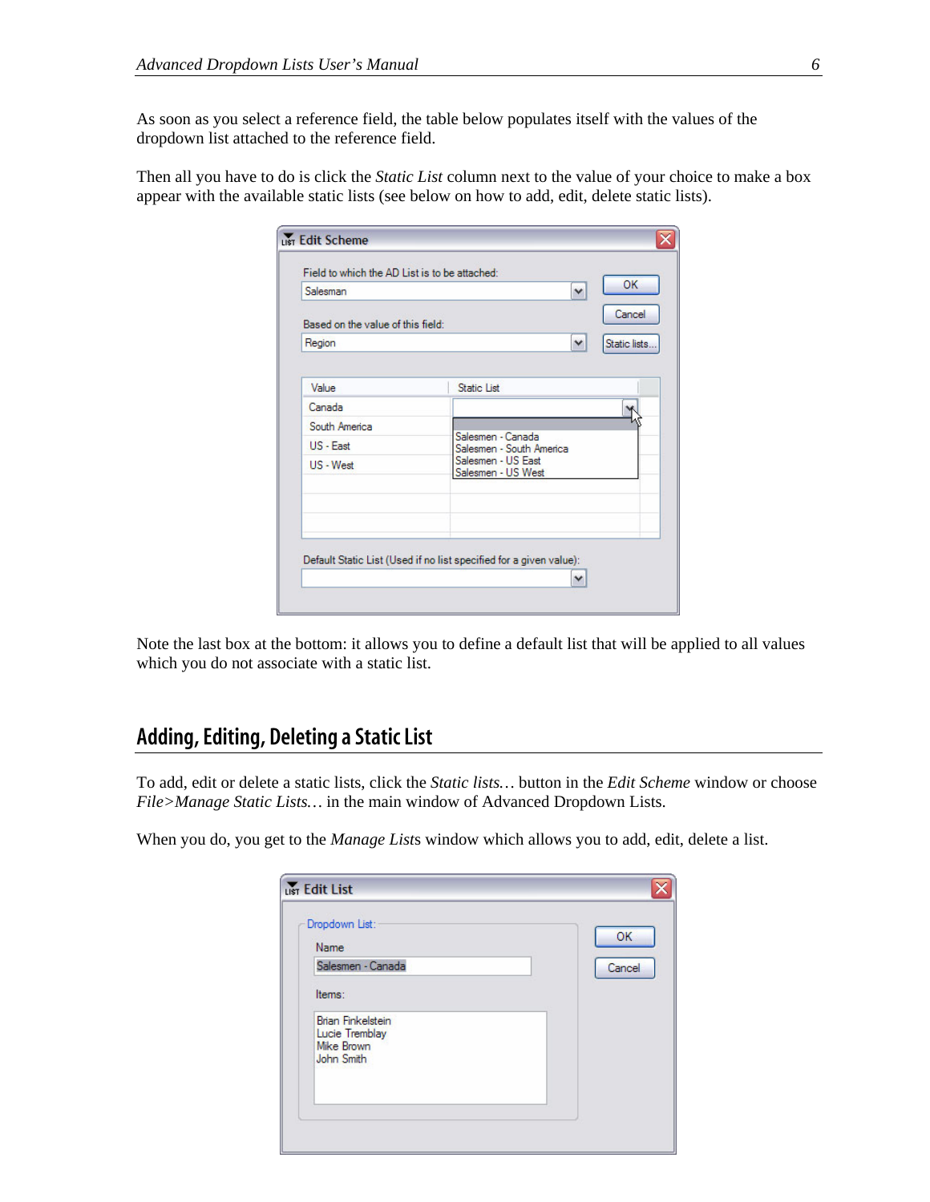As soon as you select a reference field, the table below populates itself with the values of the dropdown list attached to the reference field.

Then all you have to do is click the *Static List* column next to the value of your choice to make a box appear with the available static lists (see below on how to add, edit, delete static lists).

Note the last box at the bottom: it allows you to define a default list that will be applied to all values which you do not associate with a static list.

## Adding, Editing, Deleting a Static List

To add, edit or delete a static lists, click the *Static lists…* button in the *Edit Scheme* window or choose *File>Manage Static Lists…* in the main window of Advanced Dropdown Lists.

When you do, you get to the *Manage Lists* window which allows you to add, edit, delete a list.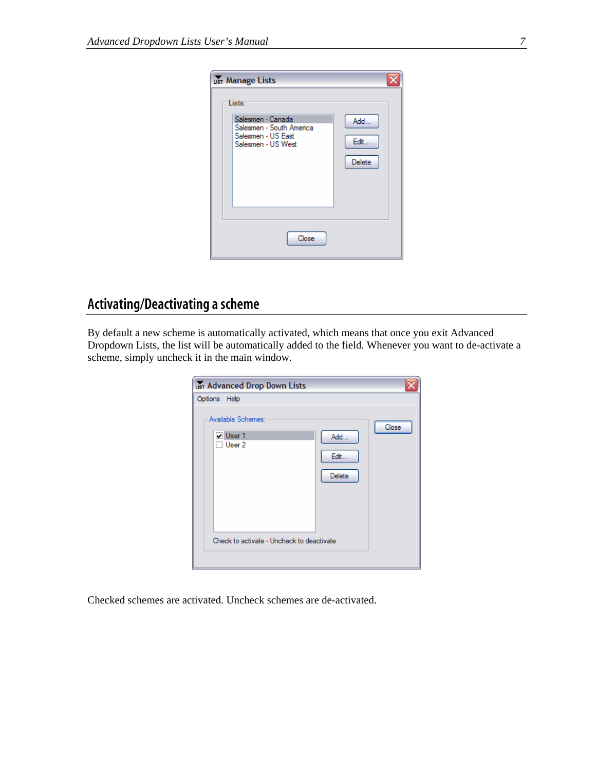## Activating/Deactivating a scheme

By default a new scheme is automatically activated, which means that once you exit Advanced Dropdown Lists, the list will be automatically added to the field. Whenever you want to de-activate a scheme, simply uncheck it in the main window.

Checked schemes are activated. Uncheck schemes are de-activated.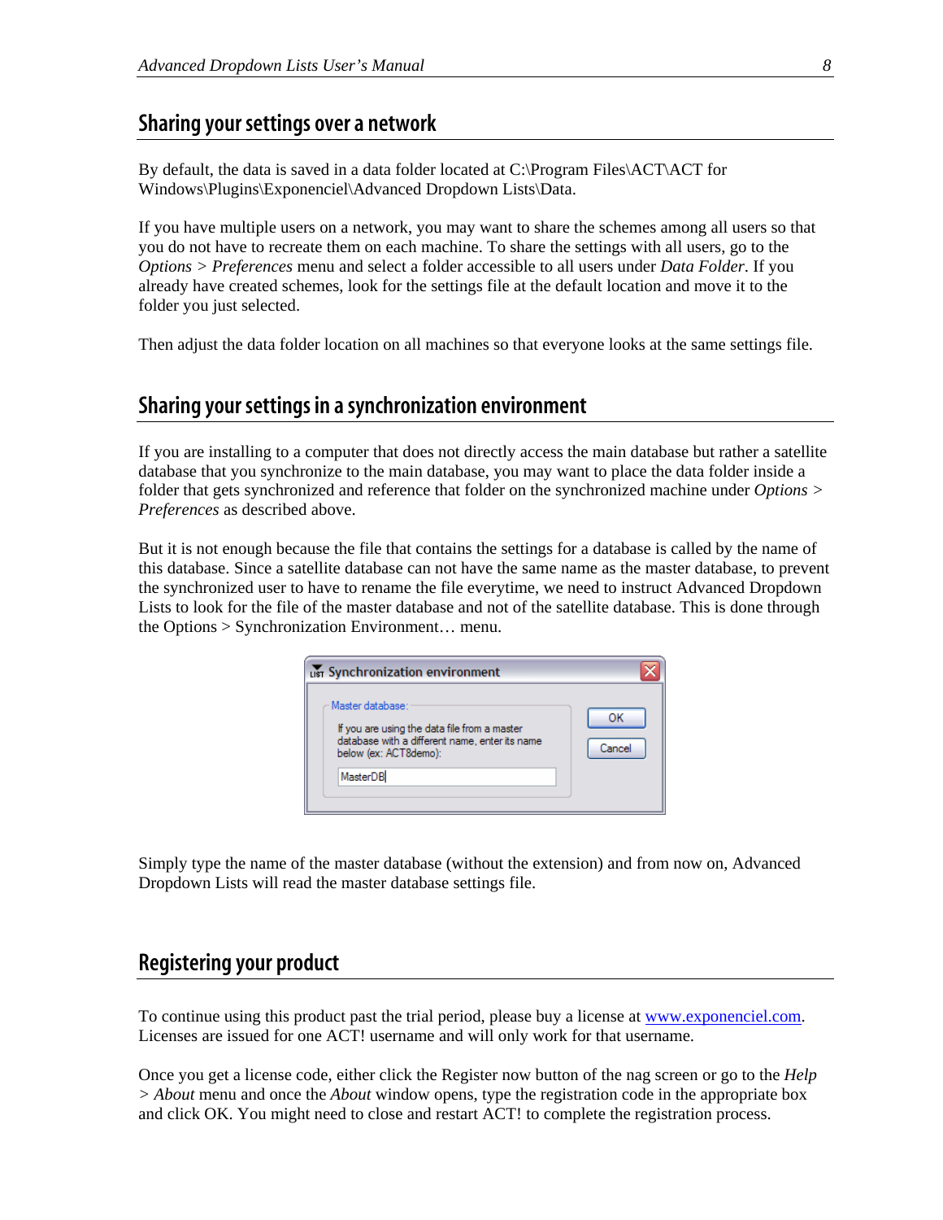## Sharing your settings over a network

By default, the data is saved in a data folder located at C:\Program Files\ACT\ACT for Windows\Plugins\Exponenciel\Advanced Dropdown Lists\Data.

If you have multiple users on a network, you may want to share the schemes among all users so that you do not have to recreate them on each machine. To share the settings with all users, go to the *Options > Preferences* menu and select a folder accessible to all users under *Data Folder*. If you already have created schemes, look for the settings file at the default location and move it to the folder you just selected.

Then adjust the data folder location on all machines so that everyone looks at the same settings file.

## Sharing your settings in a synchronization environment

If you are installing to a computer that does not directly access the main database but rather a satellite database that you synchronize to the main database, you may want to place the data folder inside a folder that gets synchronized and reference that folder on the synchronized machine under *Options > Preferences* as described above.

But it is not enough because the file that contains the settings for a database is called by the name of this database. Since a satellite database can not have the same name as the master database, to prevent the synchronized user to have to rename the file everytime, we need to instruct Advanced Dropdown Lists to look for the file of the master database and not of the satellite database. This is done through the Options > Synchronization Environment… menu.

Synchronization environment

Master database:

If you are using the data file from a master database with a different name, enter its name below (ex: ACT8demo):

MasterDB

OK

Cancel

Simply type the name of the master database (without the extension) and from now on, Advanced Dropdown Lists will read the master database settings file.

## Registering your product

To continue using this product past the trial period, please buy a license at www.exponenciel.com. Licenses are issued for one ACT! username and will only work for that username.

Once you get a license code, either click the Register now button of the nag screen or go to the *Help > About* menu and once the *About* window opens, type the registration code in the appropriate box and click OK. You might need to close and restart ACT! to complete the registration process.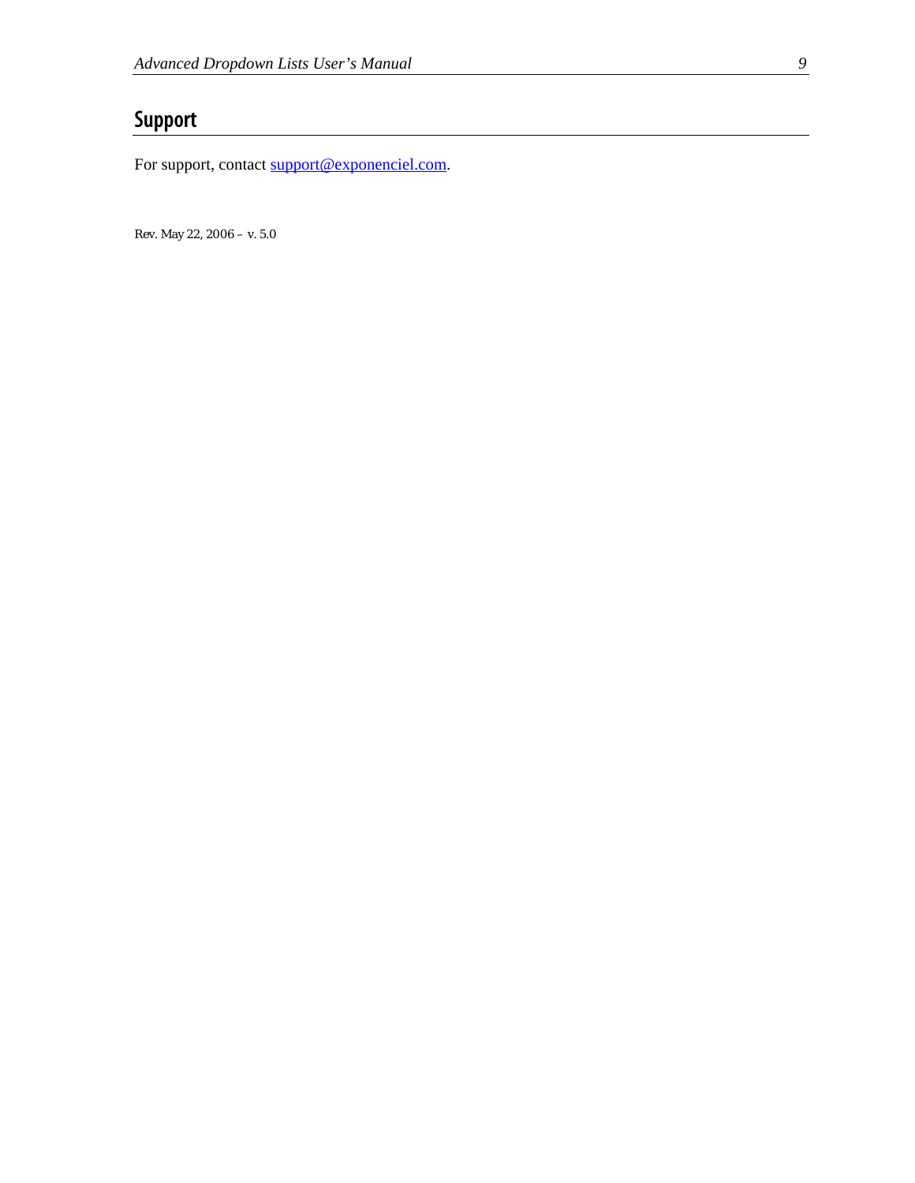## Support

For support, contact [support@exponenciel.com](mailto:support@exponenciel.com).

Rev. May 22, 2006 – v. 5.0